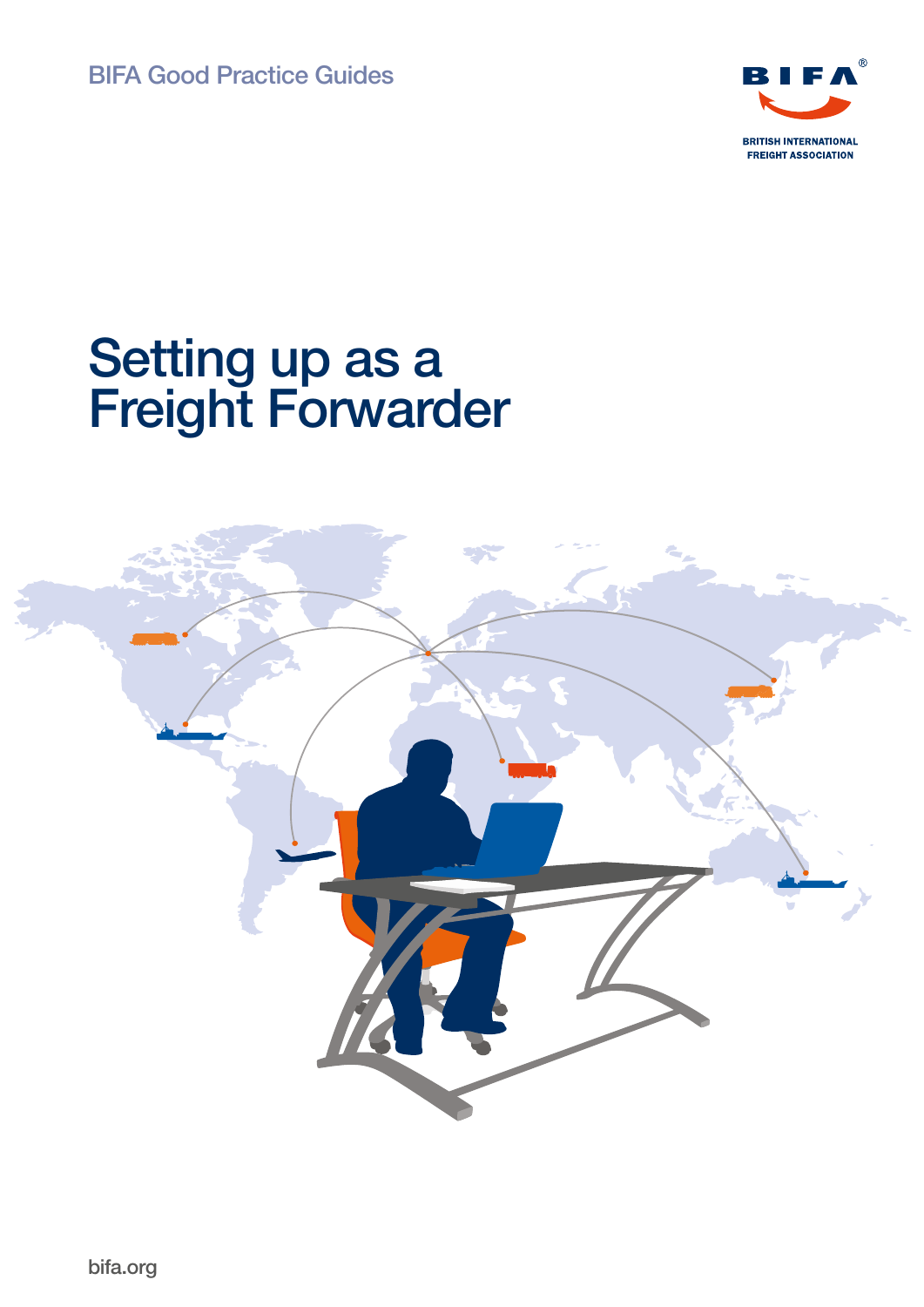BIFA Good Practice Guides

BRITISH INTERNATIONAL FREIGHT ASSOCIATION

# Setting up as a Freight Forwarder

bifa.org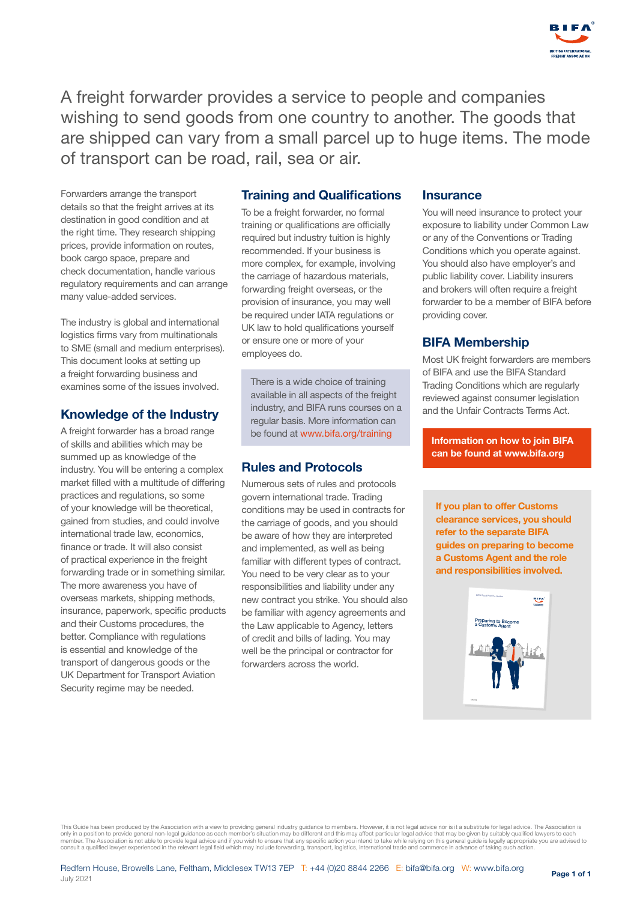A freight forwarder provides a service to people and companies wishing to send goods from one country to another. The goods that are shipped can vary from a small parcel up to huge items. The mode of transport can be road, rail, sea or air.

Forwarders arrange the transport details so that the freight arrives at its destination in good condition and at the right time. They research shipping prices, provide information on routes, book cargo space, prepare and check documentation, handle various regulatory requirements and can arrange many value-added services.

The industry is global and international logistics firms vary from multinationals to SME (small and medium enterprises). This document looks at setting up a freight forwarding business and examines some of the issues involved.

## Knowledge of the Industry

A freight forwarder has a broad range of skills and abilities which may be summed up as knowledge of the industry. You will be entering a complex market filled with a multitude of differing practices and regulations, so some of your knowledge will be theoretical, gained from studies, and could involve international trade law, economics, finance or trade. It will also consist of practical experience in the freight forwarding trade or in something similar. The more awareness you have of overseas markets, shipping methods, insurance, paperwork, specific products and their Customs procedures, the better. Compliance with regulations is essential and knowledge of the transport of dangerous goods or the UK Department for Transport Aviation Security regime may be needed.

## Training and Qualifications

To be a freight forwarder, no formal training or qualifications are officially required but industry tuition is highly recommended. If your business is more complex, for example, involving the carriage of hazardous materials, forwarding freight overseas, or the provision of insurance, you may well be required under IATA regulations or UK law to hold qualifications yourself or ensure one or more of your employees do.

There is a wide choice of training available in all aspects of the freight industry, and BIFA runs courses on a regular basis. More information can be found at www.bifa.org/training

## Rules and Protocols

Numerous sets of rules and protocols govern international trade. Trading conditions may be used in contracts for the carriage of goods, and you should be aware of how they are interpreted and implemented, as well as being familiar with different types of contract. You need to be very clear as to your responsibilities and liability under any new contract you strike. You should also be familiar with agency agreements and the Law applicable to Agency, letters of credit and bills of lading. You may well be the principal or contractor for forwarders across the world.

## Insurance

You will need insurance to protect your exposure to liability under Common Law or any of the Conventions or Trading Conditions which you operate against. You should also have employer's and public liability cover. Liability insurers and brokers will often require a freight forwarder to be a member of BIFA before providing cover.

## BIFA Membership

Most UK freight forwarders are members of BIFA and use the BIFA Standard Trading Conditions which are regularly reviewed against consumer legislation and the Unfair Contracts Terms Act.

**Information on how to join BIFA can be found at www.bifa.org**

**If you plan to offer Customs clearance services, you should refer to the separate BIFA guides on preparing to become a Customs Agent and the role and responsibilities involved.**

This Guide has been produced by the Association with a view to providing general industry guidance to members. However, it is not legal advice nor is it a substitute for legal advice. The Association is only in a position to provide general non-legal guidance as each member's situation may be different and this may affect particular legal advice that may be given by suitably qualified lawyers to each member. The Association is not able to provide legal advice and if you wish to ensure that any specific action you intend to take while relying on this general guide is legally appropriate you are advised to consult a qualified lawyer experienced in the relevant legal field which may include forwarding, transport, logistics, international trade and commerce in advance of taking such action.

Redfern House, Browells Lane, Feltham, Middlesex TW13 7EP T: +44 (0)20 8844 2266 E: bifa@bifa.org W: www.bifa.org
July 2021